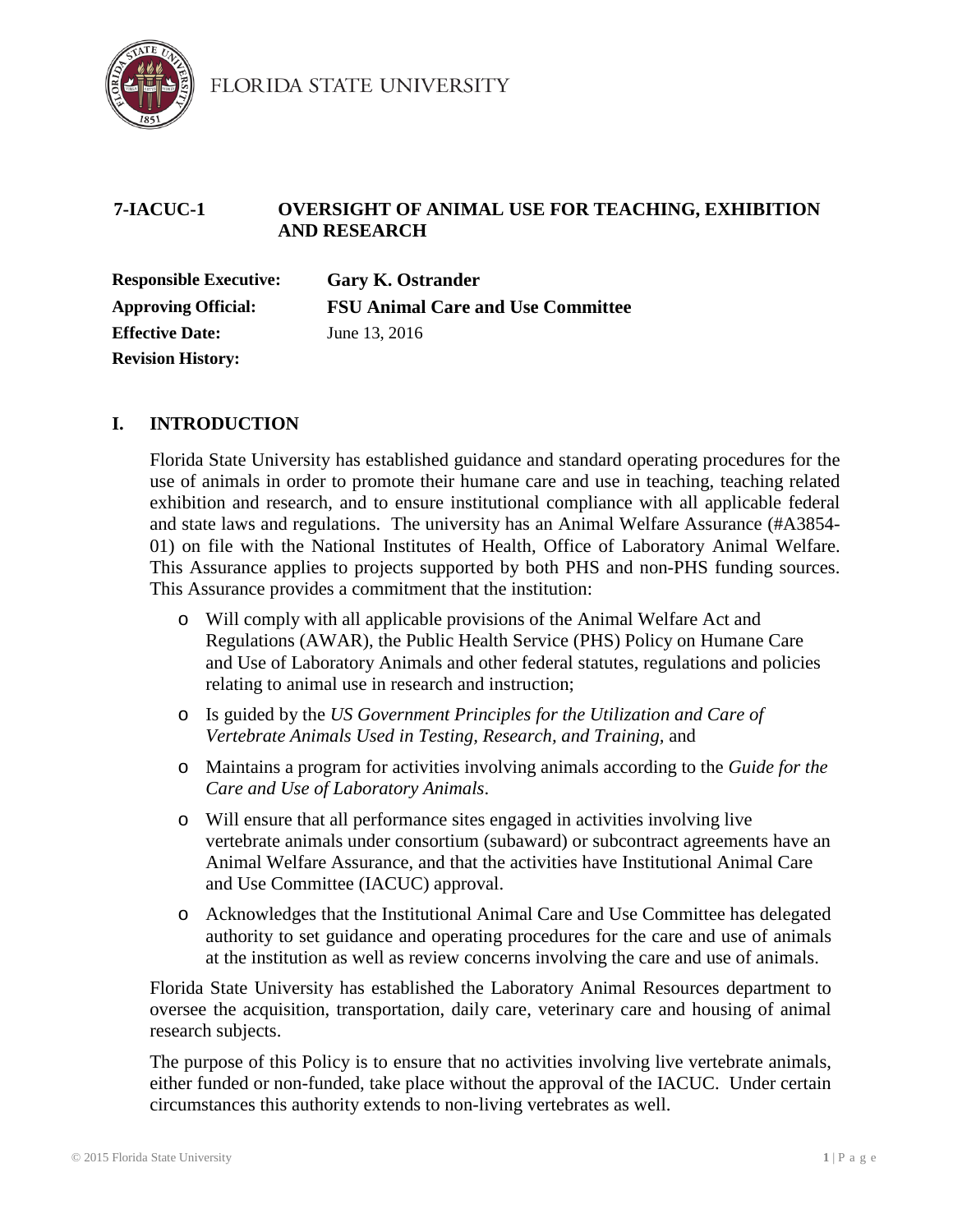FLORIDA STATE UNIVERSITY

# 7-IACUC-1 OVERSIGHT OF ANIMAL USE FOR TEACHING, EXHIBITION AND RESEARCH

**Responsible Executive:** **Gary K. Ostrander**

**Approving Official:** **FSU Animal Care and Use Committee**

**Effective Date:** June 13, 2016

**Revision History:**

## I. INTRODUCTION

Florida State University has established guidance and standard operating procedures for the use of animals in order to promote their humane care and use in teaching, teaching related exhibition and research, and to ensure institutional compliance with all applicable federal and state laws and regulations. The university has an Animal Welfare Assurance (#A3854-01) on file with the National Institutes of Health, Office of Laboratory Animal Welfare. This Assurance applies to projects supported by both PHS and non-PHS funding sources. This Assurance provides a commitment that the institution:

- Will comply with all applicable provisions of the Animal Welfare Act and Regulations (AWAR), the Public Health Service (PHS) Policy on Humane Care and Use of Laboratory Animals and other federal statutes, regulations and policies relating to animal use in research and instruction;
- Is guided by the *US Government Principles for the Utilization and Care of Vertebrate Animals Used in Testing, Research, and Training,* and
- Maintains a program for activities involving animals according to the *Guide for the Care and Use of Laboratory Animals*.
- Will ensure that all performance sites engaged in activities involving live vertebrate animals under consortium (subaward) or subcontract agreements have an Animal Welfare Assurance, and that the activities have Institutional Animal Care and Use Committee (IACUC) approval.
- Acknowledges that the Institutional Animal Care and Use Committee has delegated authority to set guidance and operating procedures for the care and use of animals at the institution as well as review concerns involving the care and use of animals.

Florida State University has established the Laboratory Animal Resources department to oversee the acquisition, transportation, daily care, veterinary care and housing of animal research subjects.

The purpose of this Policy is to ensure that no activities involving live vertebrate animals, either funded or non-funded, take place without the approval of the IACUC. Under certain circumstances this authority extends to non-living vertebrates as well.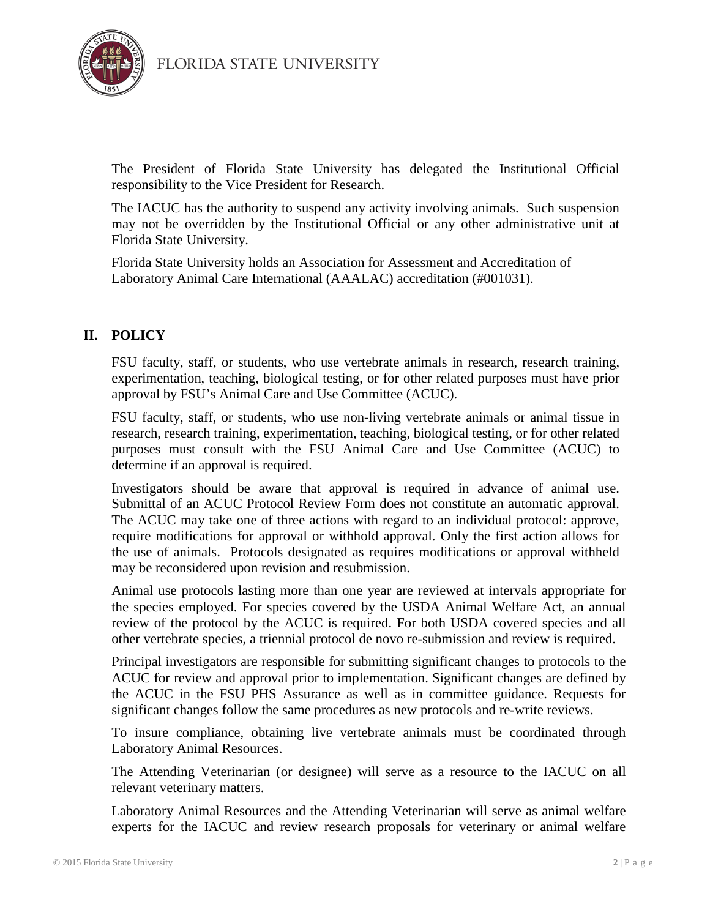The President of Florida State University has delegated the Institutional Official responsibility to the Vice President for Research.

The IACUC has the authority to suspend any activity involving animals. Such suspension may not be overridden by the Institutional Official or any other administrative unit at Florida State University.

Florida State University holds an Association for Assessment and Accreditation of Laboratory Animal Care International (AAALAC) accreditation (#001031).

## II. POLICY

FSU faculty, staff, or students, who use vertebrate animals in research, research training, experimentation, teaching, biological testing, or for other related purposes must have prior approval by FSU's Animal Care and Use Committee (ACUC).

FSU faculty, staff, or students, who use non-living vertebrate animals or animal tissue in research, research training, experimentation, teaching, biological testing, or for other related purposes must consult with the FSU Animal Care and Use Committee (ACUC) to determine if an approval is required.

Investigators should be aware that approval is required in advance of animal use. Submittal of an ACUC Protocol Review Form does not constitute an automatic approval. The ACUC may take one of three actions with regard to an individual protocol: approve, require modifications for approval or withhold approval. Only the first action allows for the use of animals. Protocols designated as requires modifications or approval withheld may be reconsidered upon revision and resubmission.

Animal use protocols lasting more than one year are reviewed at intervals appropriate for the species employed. For species covered by the USDA Animal Welfare Act, an annual review of the protocol by the ACUC is required. For both USDA covered species and all other vertebrate species, a triennial protocol de novo re-submission and review is required.

Principal investigators are responsible for submitting significant changes to protocols to the ACUC for review and approval prior to implementation. Significant changes are defined by the ACUC in the FSU PHS Assurance as well as in committee guidance. Requests for significant changes follow the same procedures as new protocols and re-write reviews.

To insure compliance, obtaining live vertebrate animals must be coordinated through Laboratory Animal Resources.

The Attending Veterinarian (or designee) will serve as a resource to the IACUC on all relevant veterinary matters.

Laboratory Animal Resources and the Attending Veterinarian will serve as animal welfare experts for the IACUC and review research proposals for veterinary or animal welfare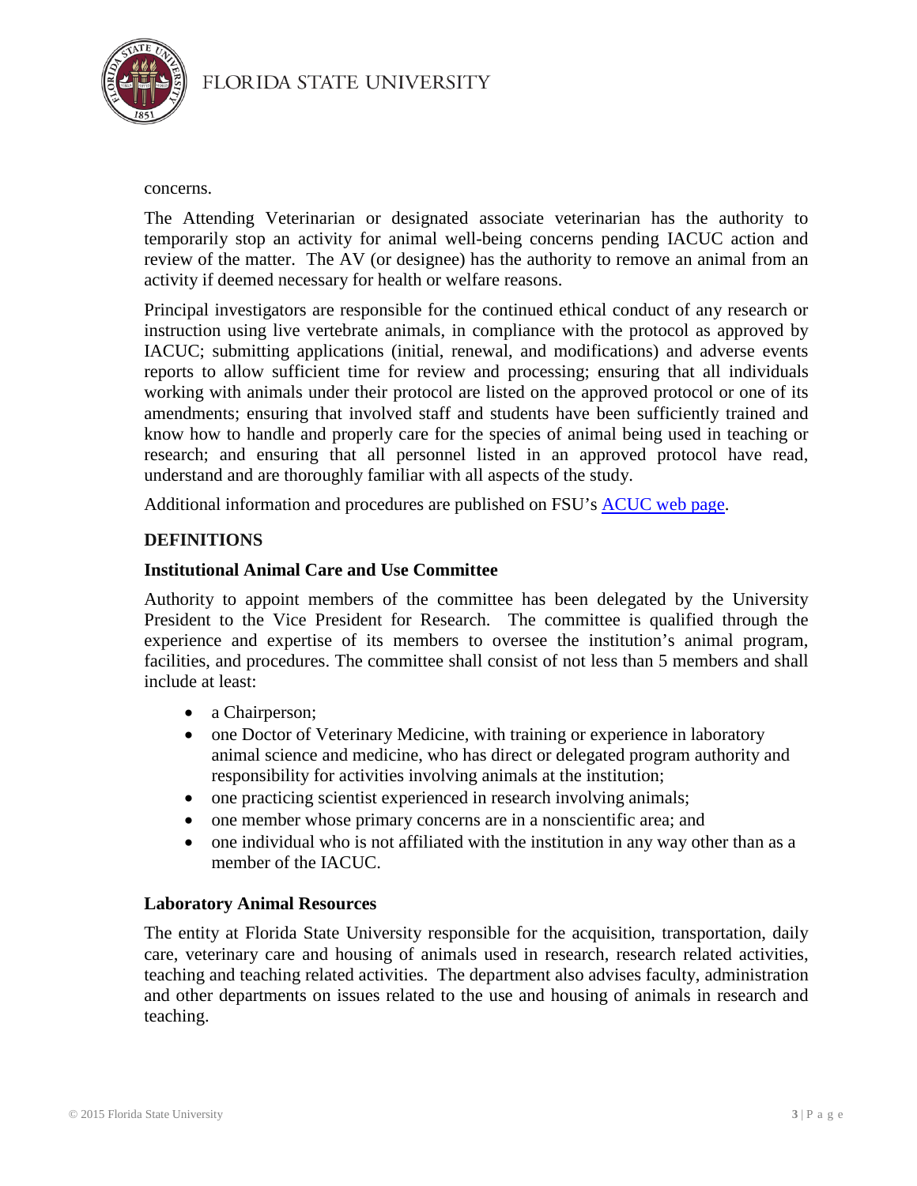concerns.

The Attending Veterinarian or designated associate veterinarian has the authority to temporarily stop an activity for animal well-being concerns pending IACUC action and review of the matter. The AV (or designee) has the authority to remove an animal from an activity if deemed necessary for health or welfare reasons.

Principal investigators are responsible for the continued ethical conduct of any research or instruction using live vertebrate animals, in compliance with the protocol as approved by IACUC; submitting applications (initial, renewal, and modifications) and adverse events reports to allow sufficient time for review and processing; ensuring that all individuals working with animals under their protocol are listed on the approved protocol or one of its amendments; ensuring that involved staff and students have been sufficiently trained and know how to handle and properly care for the species of animal being used in teaching or research; and ensuring that all personnel listed in an approved protocol have read, understand and are thoroughly familiar with all aspects of the study.

Additional information and procedures are published on FSU's ACUC web page.

## DEFINITIONS

### Institutional Animal Care and Use Committee

Authority to appoint members of the committee has been delegated by the University President to the Vice President for Research. The committee is qualified through the experience and expertise of its members to oversee the institution's animal program, facilities, and procedures. The committee shall consist of not less than 5 members and shall include at least:

- a Chairperson;
- one Doctor of Veterinary Medicine, with training or experience in laboratory animal science and medicine, who has direct or delegated program authority and responsibility for activities involving animals at the institution;
- one practicing scientist experienced in research involving animals;
- one member whose primary concerns are in a nonscientific area; and
- one individual who is not affiliated with the institution in any way other than as a member of the IACUC.

### Laboratory Animal Resources

The entity at Florida State University responsible for the acquisition, transportation, daily care, veterinary care and housing of animals used in research, research related activities, teaching and teaching related activities. The department also advises faculty, administration and other departments on issues related to the use and housing of animals in research and teaching.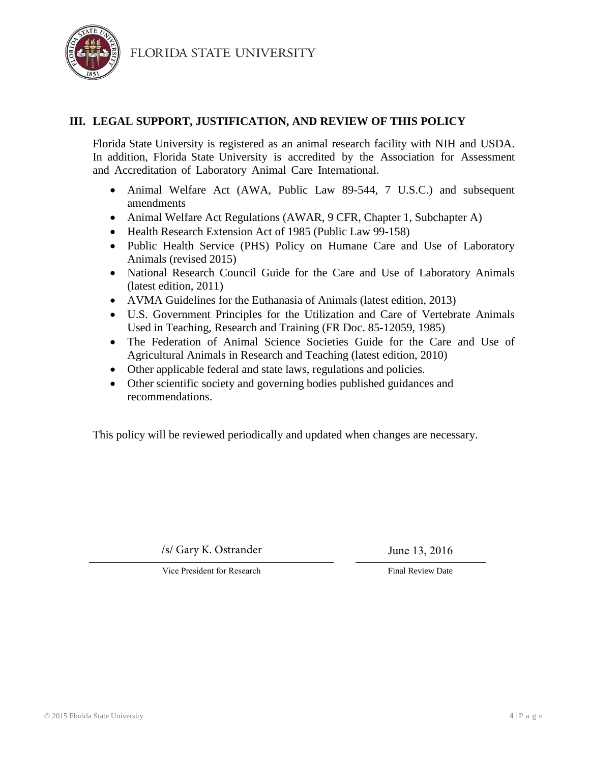## III. LEGAL SUPPORT, JUSTIFICATION, AND REVIEW OF THIS POLICY

Florida State University is registered as an animal research facility with NIH and USDA. In addition, Florida State University is accredited by the Association for Assessment and Accreditation of Laboratory Animal Care International.

- Animal Welfare Act (AWA, Public Law 89-544, 7 U.S.C.) and subsequent amendments
- Animal Welfare Act Regulations (AWAR, 9 CFR, Chapter 1, Subchapter A)
- Health Research Extension Act of 1985 (Public Law 99-158)
- Public Health Service (PHS) Policy on Humane Care and Use of Laboratory Animals (revised 2015)
- National Research Council Guide for the Care and Use of Laboratory Animals (latest edition, 2011)
- AVMA Guidelines for the Euthanasia of Animals (latest edition, 2013)
- U.S. Government Principles for the Utilization and Care of Vertebrate Animals Used in Teaching, Research and Training (FR Doc. 85-12059, 1985)
- The Federation of Animal Science Societies Guide for the Care and Use of Agricultural Animals in Research and Teaching (latest edition, 2010)
- Other applicable federal and state laws, regulations and policies.
- Other scientific society and governing bodies published guidances and recommendations.

This policy will be reviewed periodically and updated when changes are necessary.

/s/ Gary K. Ostrander
Vice President for Research

June 13, 2016
Final Review Date